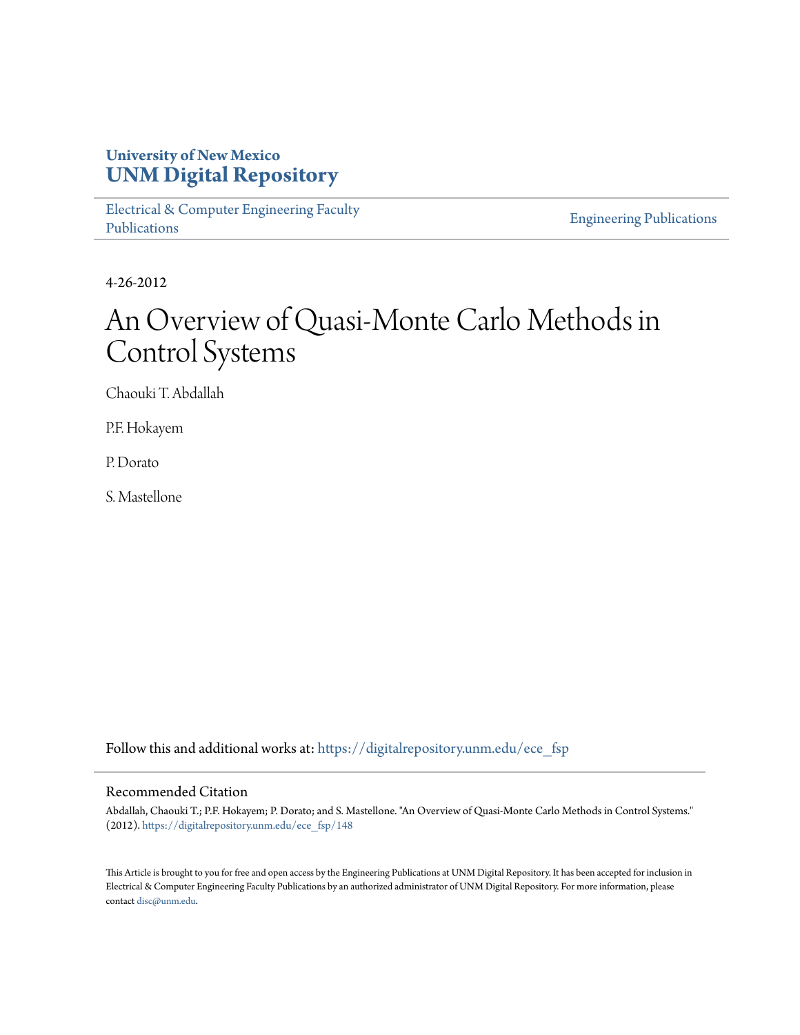University of New Mexico
**UNM Digital Repository**

Electrical & Computer Engineering Faculty Publications

Engineering Publications

4-26-2012

# An Overview of Quasi-Monte Carlo Methods in Control Systems

Chaouki T. Abdallah

P.F. Hokayem

P. Dorato

S. Mastellone

Follow this and additional works at: https://digitalrepository.unm.edu/ece_fsp

## Recommended Citation

Abdallah, Chaouki T.; P.F. Hokayem; P. Dorato; and S. Mastellone. "An Overview of Quasi-Monte Carlo Methods in Control Systems." (2012). https://digitalrepository.unm.edu/ece_fsp/148

This Article is brought to you for free and open access by the Engineering Publications at UNM Digital Repository. It has been accepted for inclusion in Electrical & Computer Engineering Faculty Publications by an authorized administrator of UNM Digital Repository. For more information, please contact disc@unm.edu.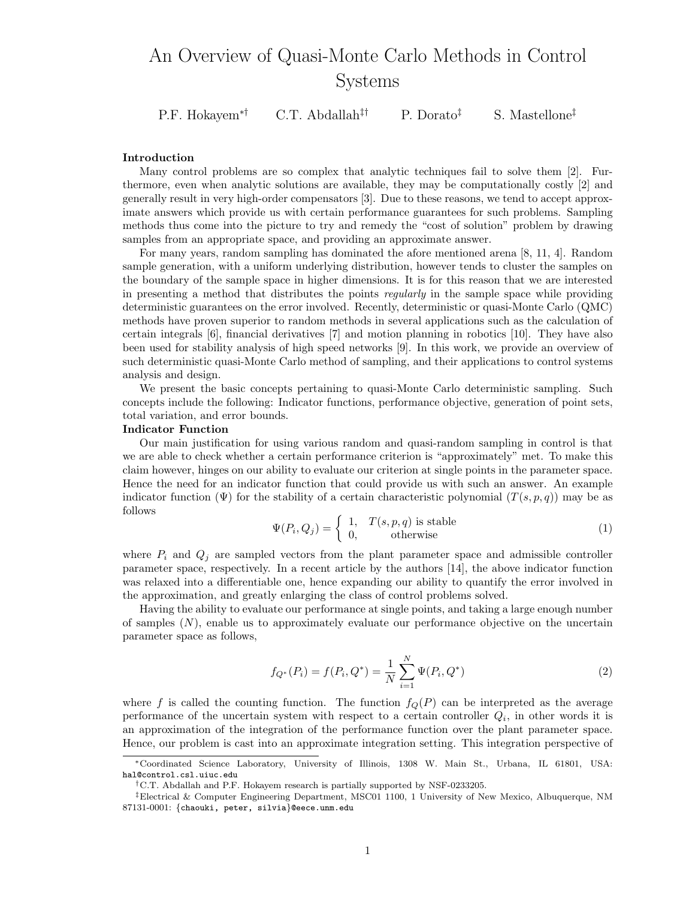# An Overview of Quasi-Monte Carlo Methods in Control Systems

P.F. Hokayem[*†] C.T. Abdallah[‡†] P. Dorato[‡] S. Mastellone[‡]

**Introduction**

Many control problems are so complex that analytic techniques fail to solve them [2]. Furthermore, even when analytic solutions are available, they may be computationally costly [2] and generally result in very high-order compensators [3]. Due to these reasons, we tend to accept approximate answers which provide us with certain performance guarantees for such problems. Sampling methods thus come into the picture to try and remedy the "cost of solution" problem by drawing samples from an appropriate space, and providing an approximate answer.

For many years, random sampling has dominated the afore mentioned arena [8, 11, 4]. Random sample generation, with a uniform underlying distribution, however tends to cluster the samples on the boundary of the sample space in higher dimensions. It is for this reason that we are interested in presenting a method that distributes the points *regularly* in the sample space while providing deterministic guarantees on the error involved. Recently, deterministic or quasi-Monte Carlo (QMC) methods have proven superior to random methods in several applications such as the calculation of certain integrals [6], financial derivatives [7] and motion planning in robotics [10]. They have also been used for stability analysis of high speed networks [9]. In this work, we provide an overview of such deterministic quasi-Monte Carlo method of sampling, and their applications to control systems analysis and design.

We present the basic concepts pertaining to quasi-Monte Carlo deterministic sampling. Such concepts include the following: Indicator functions, performance objective, generation of point sets, total variation, and error bounds.

**Indicator Function**

Our main justification for using various random and quasi-random sampling in control is that we are able to check whether a certain performance criterion is "approximately" met. To make this claim however, hinges on our ability to evaluate our criterion at single points in the parameter space. Hence the need for an indicator function that could provide us with such an answer. An example indicator function ($\Psi$) for the stability of a certain characteristic polynomial ($T(s,p,q)$) may be as follows

$$\Psi(P_i, Q_j) = \begin{cases} 1, & T(s,p,q) \text{ is stable} \\ 0, & \text{otherwise} \end{cases} \tag{1}$$

where $P_i$ and $Q_j$ are sampled vectors from the plant parameter space and admissible controller parameter space, respectively. In a recent article by the authors [14], the above indicator function was relaxed into a differentiable one, hence expanding our ability to quantify the error involved in the approximation, and greatly enlarging the class of control problems solved.

Having the ability to evaluate our performance at single points, and taking a large enough number of samples ($N$), enable us to approximately evaluate our performance objective on the uncertain parameter space as follows,

$$f_{Q^*}(P_i) = f(P_i, Q^*) = \frac{1}{N}\sum_{i=1}^{N}\Psi(P_i, Q^*) \tag{2}$$

where $f$ is called the counting function. The function $f_Q(P)$ can be interpreted as the average performance of the uncertain system with respect to a certain controller $Q_i$, in other words it is an approximation of the integration of the performance function over the plant parameter space. Hence, our problem is cast into an approximate integration setting. This integration perspective of

---

[*] Coordinated Science Laboratory, University of Illinois, 1308 W. Main St., Urbana, IL 61801, USA: hal@control.csl.uiuc.edu

[†] C.T. Abdallah and P.F. Hokayem research is partially supported by NSF-0233205.

[‡] Electrical & Computer Engineering Department, MSC01 1100, 1 University of New Mexico, Albuquerque, NM 87131-0001: {chaouki, peter, silvia}@eece.unm.edu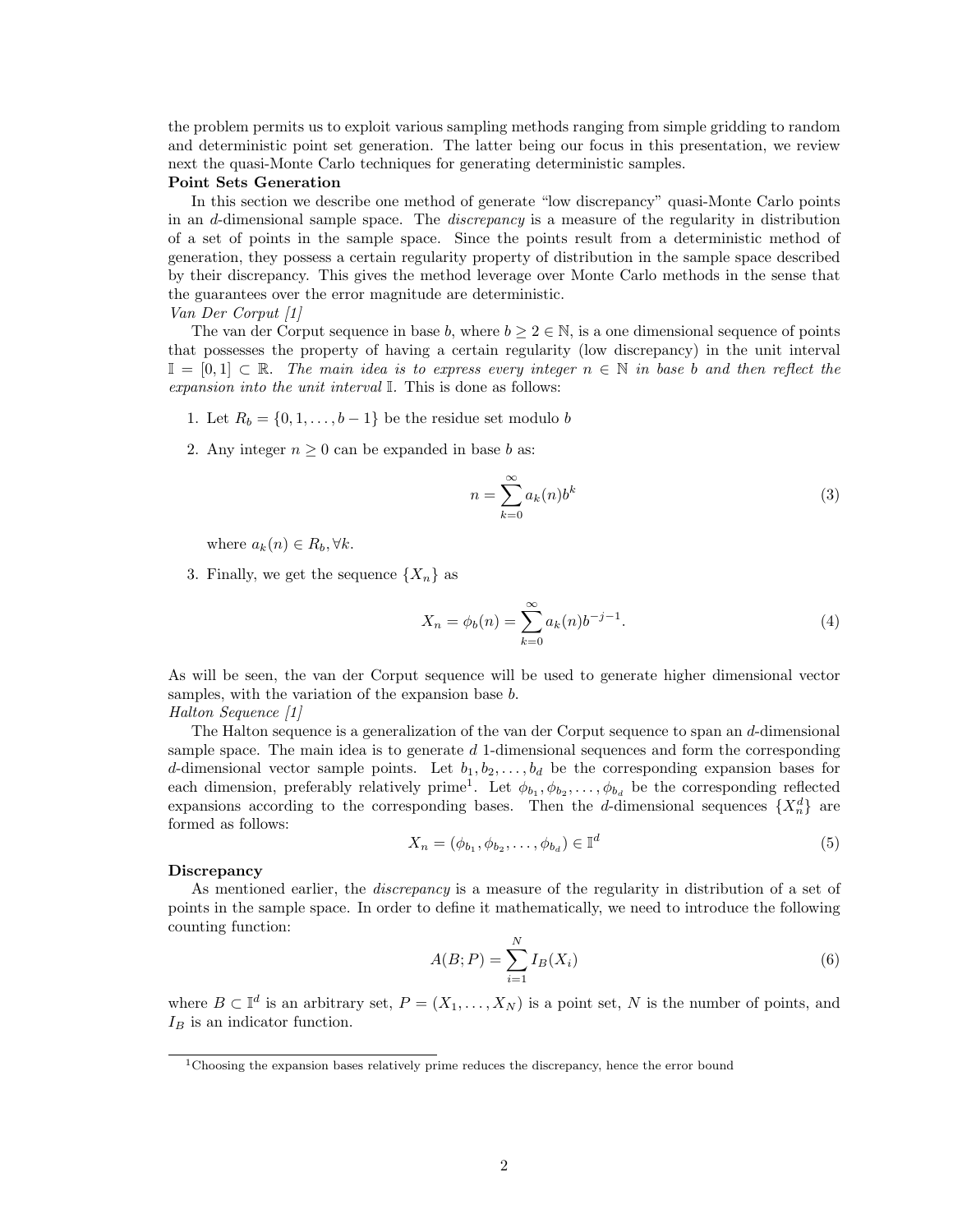the problem permits us to exploit various sampling methods ranging from simple gridding to random and deterministic point set generation. The latter being our focus in this presentation, we review next the quasi-Monte Carlo techniques for generating deterministic samples.

**Point Sets Generation**

In this section we describe one method of generate "low discrepancy" quasi-Monte Carlo points in an $d$-dimensional sample space. The *discrepancy* is a measure of the regularity in distribution of a set of points in the sample space. Since the points result from a deterministic method of generation, they possess a certain regularity property of distribution in the sample space described by their discrepancy. This gives the method leverage over Monte Carlo methods in the sense that the guarantees over the error magnitude are deterministic.

*Van Der Corput [1]*

The van der Corput sequence in base $b$, where $b \geq 2 \in \mathbb{N}$, is a one dimensional sequence of points that possesses the property of having a certain regularity (low discrepancy) in the unit interval $\mathbb{I} = [0, 1] \subset \mathbb{R}$. *The main idea is to express every integer $n \in \mathbb{N}$ in base $b$ and then reflect the expansion into the unit interval $\mathbb{I}$*. This is done as follows:

1. Let $R_b = \{0, 1, \ldots, b-1\}$ be the residue set modulo $b$

2. Any integer $n \geq 0$ can be expanded in base $b$ as:

$$n = \sum_{k=0}^{\infty} a_k(n) b^k \tag{3}$$

   where $a_k(n) \in R_b, \forall k$.

3. Finally, we get the sequence $\{X_n\}$ as

$$X_n = \phi_b(n) = \sum_{k=0}^{\infty} a_k(n) b^{-j-1}. \tag{4}$$

As will be seen, the van der Corput sequence will be used to generate higher dimensional vector samples, with the variation of the expansion base $b$.

*Halton Sequence [1]*

The Halton sequence is a generalization of the van der Corput sequence to span an $d$-dimensional sample space. The main idea is to generate $d$ 1-dimensional sequences and form the corresponding $d$-dimensional vector sample points. Let $b_1, b_2, \ldots, b_d$ be the corresponding expansion bases for each dimension, preferably relatively prime[1]. Let $\phi_{b_1}, \phi_{b_2}, \ldots, \phi_{b_d}$ be the corresponding reflected expansions according to the corresponding bases. Then the $d$-dimensional sequences $\{X_n^d\}$ are formed as follows:

$$X_n = (\phi_{b_1}, \phi_{b_2}, \ldots, \phi_{b_d}) \in \mathbb{I}^d \tag{5}$$

**Discrepancy**

As mentioned earlier, the *discrepancy* is a measure of the regularity in distribution of a set of points in the sample space. In order to define it mathematically, we need to introduce the following counting function:

$$A(B; P) = \sum_{i=1}^{N} I_B(X_i) \tag{6}$$

where $B \subset \mathbb{I}^d$ is an arbitrary set, $P = (X_1, \ldots, X_N)$ is a point set, $N$ is the number of points, and $I_B$ is an indicator function.

[1] Choosing the expansion bases relatively prime reduces the discrepancy, hence the error bound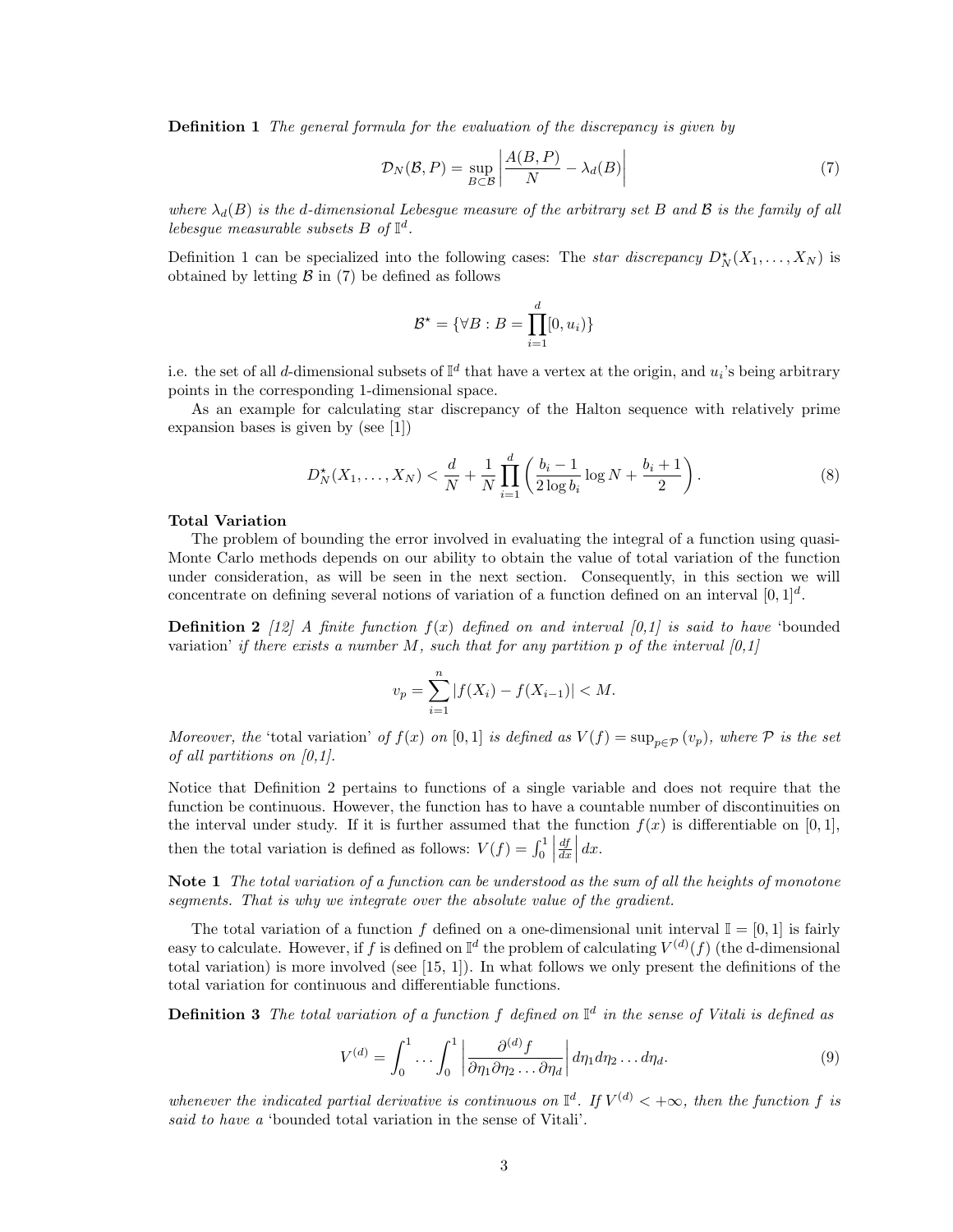**Definition 1** *The general formula for the evaluation of the discrepancy is given by*

$$\mathcal{D}_N(\mathcal{B}, P) = \sup_{B \subset \mathcal{B}} \left| \frac{A(B,P)}{N} - \lambda_d(B) \right| \tag{7}$$

*where $\lambda_d(B)$ is the d-dimensional Lebesgue measure of the arbitrary set $B$ and $\mathcal{B}$ is the family of all lebesgue measurable subsets $B$ of $\mathbb{I}^d$.*

Definition 1 can be specialized into the following cases: The *star discrepancy* $D_N^\star(X_1, \ldots, X_N)$ is obtained by letting $\mathcal{B}$ in (7) be defined as follows

$$\mathcal{B}^\star = \{\forall B : B = \prod_{i=1}^{d} [0, u_i)\}$$

i.e. the set of all $d$-dimensional subsets of $\mathbb{I}^d$ that have a vertex at the origin, and $u_i$'s being arbitrary points in the corresponding 1-dimensional space.

As an example for calculating star discrepancy of the Halton sequence with relatively prime expansion bases is given by (see [1])

$$D_N^\star(X_1, \ldots, X_N) < \frac{d}{N} + \frac{1}{N} \prod_{i=1}^{d} \left( \frac{b_i - 1}{2 \log b_i} \log N + \frac{b_i + 1}{2} \right). \tag{8}$$

**Total Variation**

The problem of bounding the error involved in evaluating the integral of a function using quasi-Monte Carlo methods depends on our ability to obtain the value of total variation of the function under consideration, as will be seen in the next section. Consequently, in this section we will concentrate on defining several notions of variation of a function defined on an interval $[0, 1]^d$.

**Definition 2** *[12] A finite function $f(x)$ defined on and interval [0,1] is said to have* 'bounded variation' *if there exists a number $M$, such that for any partition $p$ of the interval [0,1]*

$$v_p = \sum_{i=1}^{n} |f(X_i) - f(X_{i-1})| < M.$$

*Moreover, the* 'total variation' *of $f(x)$ on $[0, 1]$ is defined as $V(f) = \sup_{p \in \mathcal{P}} (v_p)$, where $\mathcal{P}$ is the set of all partitions on [0,1].*

Notice that Definition 2 pertains to functions of a single variable and does not require that the function be continuous. However, the function has to have a countable number of discontinuities on the interval under study. If it is further assumed that the function $f(x)$ is differentiable on $[0, 1]$, then the total variation is defined as follows: $V(f) = \int_0^1 \left| \frac{df}{dx} \right| dx$.

**Note 1** *The total variation of a function can be understood as the sum of all the heights of monotone segments. That is why we integrate over the absolute value of the gradient.*

The total variation of a function $f$ defined on a one-dimensional unit interval $\mathbb{I} = [0, 1]$ is fairly easy to calculate. However, if $f$ is defined on $\mathbb{I}^d$ the problem of calculating $V^{(d)}(f)$ (the d-dimensional total variation) is more involved (see [15, 1]). In what follows we only present the definitions of the total variation for continuous and differentiable functions.

**Definition 3** *The total variation of a function $f$ defined on $\mathbb{I}^d$ in the sense of Vitali is defined as*

$$V^{(d)} = \int_0^1 \ldots \int_0^1 \left| \frac{\partial^{(d)} f}{\partial \eta_1 \partial \eta_2 \ldots \partial \eta_d} \right| d\eta_1 d\eta_2 \ldots d\eta_d. \tag{9}$$

*whenever the indicated partial derivative is continuous on $\mathbb{I}^d$. If $V^{(d)} < +\infty$, then the function $f$ is said to have a* 'bounded total variation in the sense of Vitali'.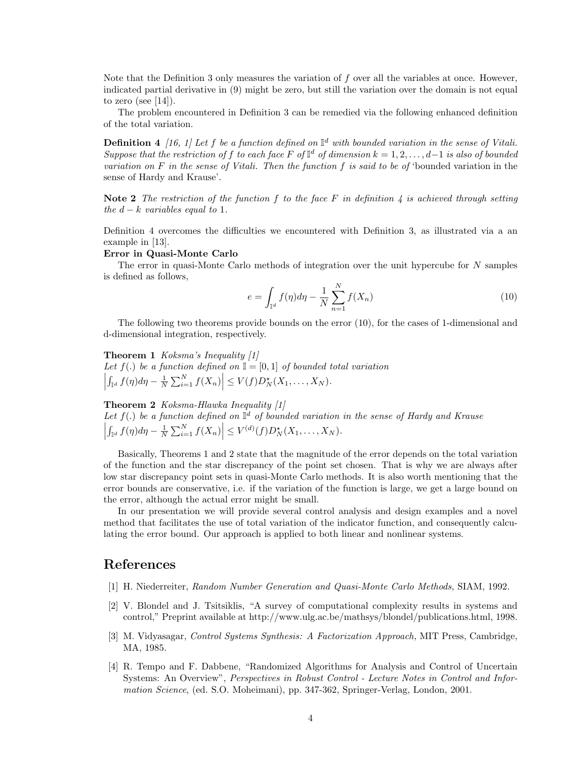Note that the Definition 3 only measures the variation of $f$ over all the variables at once. However, indicated partial derivative in (9) might be zero, but still the variation over the domain is not equal to zero (see [14]).

The problem encountered in Definition 3 can be remedied via the following enhanced definition of the total variation.

**Definition 4** *[16, 1] Let $f$ be a function defined on $\mathbb{I}^d$ with bounded variation in the sense of Vitali. Suppose that the restriction of $f$ to each face $F$ of $\mathbb{I}^d$ of dimension $k = 1, 2, \ldots, d-1$ is also of bounded variation on $F$ in the sense of Vitali. Then the function $f$ is said to be of* 'bounded variation in the sense of Hardy and Krause'.

**Note 2** *The restriction of the function $f$ to the face $F$ in definition 4 is achieved through setting the $d-k$ variables equal to 1.*

Definition 4 overcomes the difficulties we encountered with Definition 3, as illustrated via a an example in [13].

**Error in Quasi-Monte Carlo**

The error in quasi-Monte Carlo methods of integration over the unit hypercube for $N$ samples is defined as follows,

$$e = \int_{\mathbb{I}^d} f(\eta) d\eta - \frac{1}{N} \sum_{n=1}^{N} f(X_n) \tag{10}$$

The following two theorems provide bounds on the error (10), for the cases of 1-dimensional and d-dimensional integration, respectively.

**Theorem 1** *Koksma's Inequality [1]*
*Let $f(.)$ be a function defined on $\mathbb{I} = [0, 1]$ of bounded total variation*
$\left| \int_{\mathbb{I}^d} f(\eta) d\eta - \frac{1}{N} \sum_{i=1}^{N} f(X_n) \right| \leq V(f) D_N^\star(X_1, \ldots, X_N).$

**Theorem 2** *Koksma-Hlawka Inequality [1]*
*Let $f(.)$ be a function defined on $\mathbb{I}^d$ of bounded variation in the sense of Hardy and Krause*
$\left| \int_{\mathbb{I}^d} f(\eta) d\eta - \frac{1}{N} \sum_{i=1}^{N} f(X_n) \right| \leq V^{(d)}(f) D_N^\star(X_1, \ldots, X_N).$

Basically, Theorems 1 and 2 state that the magnitude of the error depends on the total variation of the function and the star discrepancy of the point set chosen. That is why we are always after low star discrepancy point sets in quasi-Monte Carlo methods. It is also worth mentioning that the error bounds are conservative, i.e. if the variation of the function is large, we get a large bound on the error, although the actual error might be small.

In our presentation we will provide several control analysis and design examples and a novel method that facilitates the use of total variation of the indicator function, and consequently calculating the error bound. Our approach is applied to both linear and nonlinear systems.

# References

[1] H. Niederreiter, *Random Number Generation and Quasi-Monte Carlo Methods,* SIAM, 1992.

[2] V. Blondel and J. Tsitsiklis, "A survey of computational complexity results in systems and control," Preprint available at http://www.ulg.ac.be/mathsys/blondel/publications.html, 1998.

[3] M. Vidyasagar, *Control Systems Synthesis: A Factorization Approach,* MIT Press, Cambridge, MA, 1985.

[4] R. Tempo and F. Dabbene, "Randomized Algorithms for Analysis and Control of Uncertain Systems: An Overview", *Perspectives in Robust Control - Lecture Notes in Control and Information Science*, (ed. S.O. Moheimani), pp. 347-362, Springer-Verlag, London, 2001.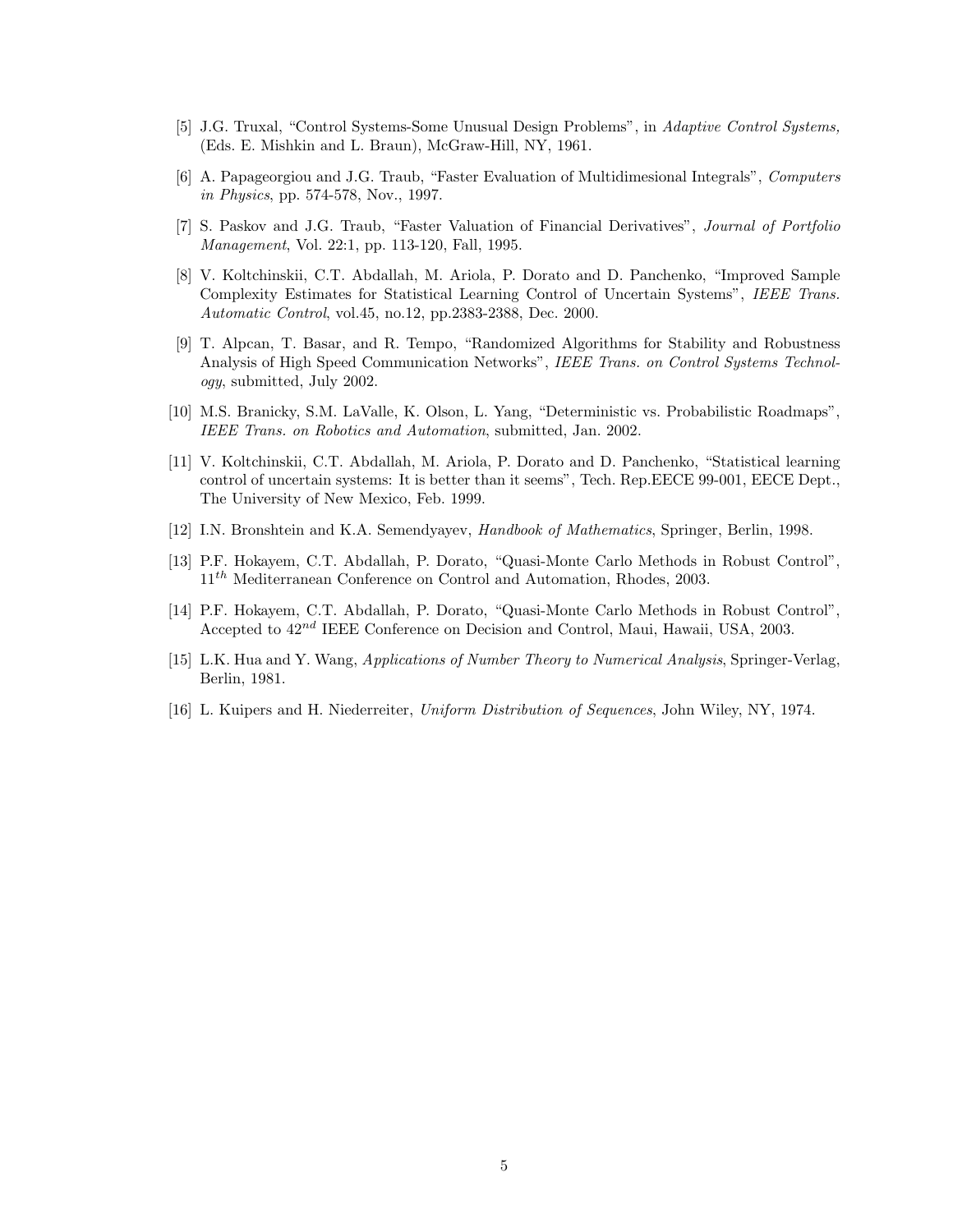[5] J.G. Truxal, "Control Systems-Some Unusual Design Problems", in *Adaptive Control Systems,* (Eds. E. Mishkin and L. Braun), McGraw-Hill, NY, 1961.

[6] A. Papageorgiou and J.G. Traub, "Faster Evaluation of Multidimesional Integrals", *Computers in Physics*, pp. 574-578, Nov., 1997.

[7] S. Paskov and J.G. Traub, "Faster Valuation of Financial Derivatives", *Journal of Portfolio Management*, Vol. 22:1, pp. 113-120, Fall, 1995.

[8] V. Koltchinskii, C.T. Abdallah, M. Ariola, P. Dorato and D. Panchenko, "Improved Sample Complexity Estimates for Statistical Learning Control of Uncertain Systems", *IEEE Trans. Automatic Control*, vol.45, no.12, pp.2383-2388, Dec. 2000.

[9] T. Alpcan, T. Basar, and R. Tempo, "Randomized Algorithms for Stability and Robustness Analysis of High Speed Communication Networks", *IEEE Trans. on Control Systems Technology*, submitted, July 2002.

[10] M.S. Branicky, S.M. LaValle, K. Olson, L. Yang, "Deterministic vs. Probabilistic Roadmaps", *IEEE Trans. on Robotics and Automation*, submitted, Jan. 2002.

[11] V. Koltchinskii, C.T. Abdallah, M. Ariola, P. Dorato and D. Panchenko, "Statistical learning control of uncertain systems: It is better than it seems", Tech. Rep.EECE 99-001, EECE Dept., The University of New Mexico, Feb. 1999.

[12] I.N. Bronshtein and K.A. Semendyayev, *Handbook of Mathematics*, Springer, Berlin, 1998.

[13] P.F. Hokayem, C.T. Abdallah, P. Dorato, "Quasi-Monte Carlo Methods in Robust Control", $11^{th}$ Mediterranean Conference on Control and Automation, Rhodes, 2003.

[14] P.F. Hokayem, C.T. Abdallah, P. Dorato, "Quasi-Monte Carlo Methods in Robust Control", Accepted to $42^{nd}$ IEEE Conference on Decision and Control, Maui, Hawaii, USA, 2003.

[15] L.K. Hua and Y. Wang, *Applications of Number Theory to Numerical Analysis*, Springer-Verlag, Berlin, 1981.

[16] L. Kuipers and H. Niederreiter, *Uniform Distribution of Sequences*, John Wiley, NY, 1974.